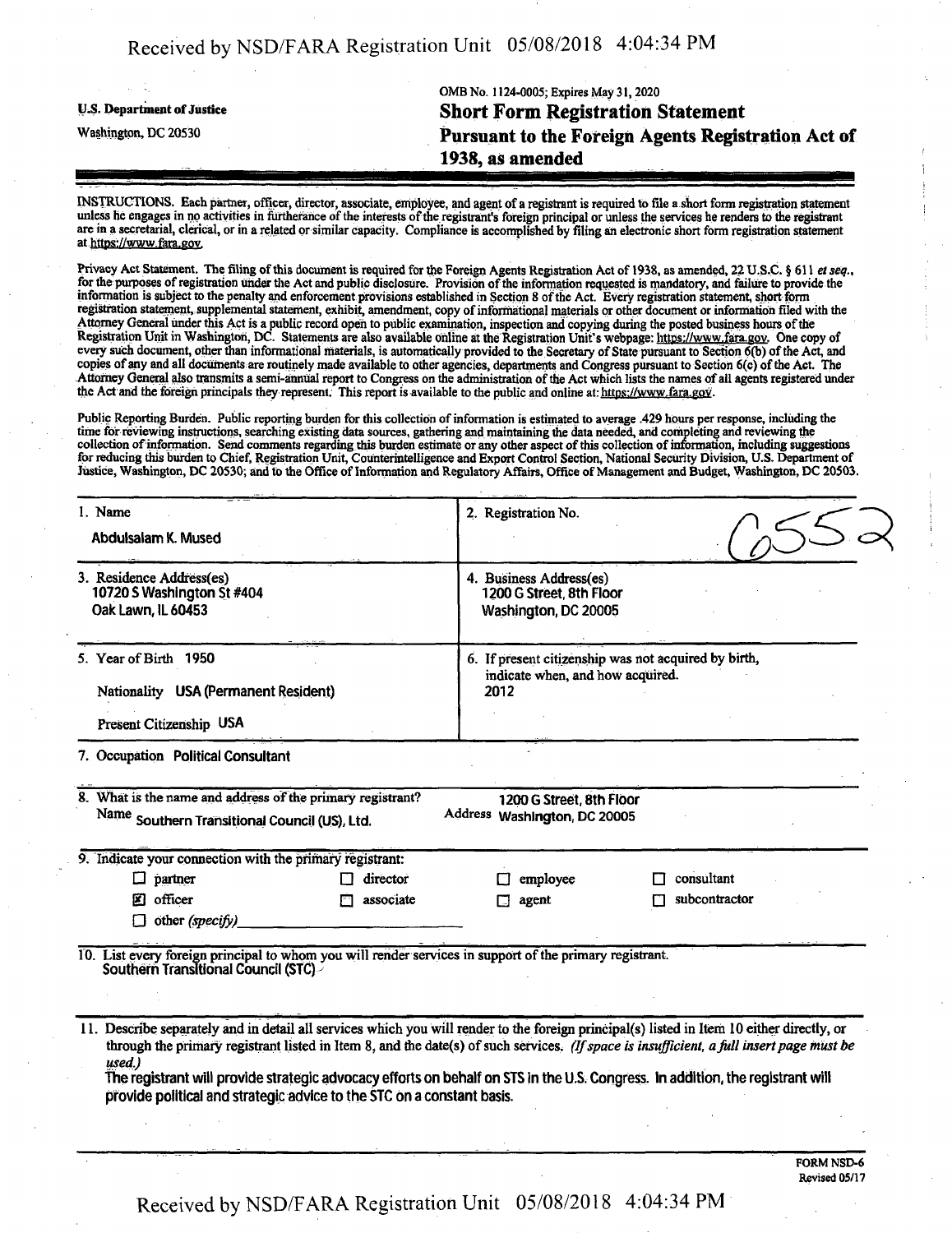U.S. Department of Justice

Washington, DC 20530

OMB No. 1124-0005; Expires May 31, 2020

# Short Form Registration Statement Pursuant to the Foreign Agents Registration Act of 1938, as amended

INSTRUCTIONS. Each partner, officer, director, associate, employee, and agent of a registrant is required to file a short form registration statement unless he engages in no activities in furtherance of the interests of the registrant's foreign principal or unless the services he renders to the registrant are in a secretarial, clerical, or in a related or similar capacity. Compliance is accomplished by filing an electronic short form registration statement at https://www.fara.gov.

Privacy Act Statement. The filing of this document is required for the Foreign Agents Registration Act of 1938, as amended, 22 U.S.C. § 611 *et seq.*, for the purposes of registration under the Act and public disclosure. Provision of the information requested is mandatory, and failure to provide the information is subject to the penalty and enforcement provisions established in Section 8 of the Act. Every registration statement, short form registration statement, supplemental statement, exhibit, amendment, copy of informational materials or other document or information filed with the Attorney General under this Act is a public record open to public examination, inspection and copying during the posted business hours of the Registration Unit in Washington, DC. Statements are also available online at the Registration Unit's webpage: https://www.fara.gov. One copy of every such document, other than informational materials, is automatically provided to the Secretary of State pursuant to Section 6(b) of the Act, and copies of any and all documents are routinely made available to other agencies, departments and Congress pursuant to Section 6(c) of the Act. The Attorney General also transmits a semi-annual report to Congress on the administration of the Act which lists the names of all agents registered under the Act and the foreign principals they represent. This report is available to the public and online at: https://www.fara.gov.

Public Reporting Burden. Public reporting burden for this collection of information is estimated to average .429 hours per response, including the time for reviewing instructions, searching existing data sources, gathering and maintaining the data needed, and completing and reviewing the collection of information. Send comments regarding this burden estimate or any other aspect of this collection of information, including suggestions for reducing this burden to Chief, Registration Unit, Counterintelligence and Export Control Section, National Security Division, U.S. Department of Justice, Washington, DC 20530; and to the Office of Information and Regulatory Affairs, Office of Management and Budget, Washington, DC 20503.

| | |
|---|---|
| 1. Name<br>Abdulsalam K. Mused | 2. Registration No.<br>6552 |
| 3. Residence Address(es)<br>10720 S Washington St #404<br>Oak Lawn, IL 60453 | 4. Business Address(es)<br>1200 G Street, 8th Floor<br>Washington, DC 20005 |
| 5. Year of Birth 1950<br>Nationality USA (Permanent Resident)<br>Present Citizenship USA | 6. If present citizenship was not acquired by birth, indicate when, and how acquired.<br>2012 |

7. Occupation Political Consultant

8. What is the name and address of the primary registrant?

Name Southern Transitional Council (US), Ltd.

Address 1200 G Street, 8th Floor Washington, DC 20005

9. Indicate your connection with the primary registrant:

- ☐ partner
- ☐ director
- ☐ employee
- ☐ consultant
- ☒ officer
- ☐ associate
- ☐ agent
- ☐ subcontractor
- ☐ other *(specify)*

10. List every foreign principal to whom you will render services in support of the primary registrant.

Southern Transitional Council (STC)

11. Describe separately and in detail all services which you will render to the foreign principal(s) listed in Item 10 either directly, or through the primary registrant listed in Item 8, and the date(s) of such services. *(If space is insufficient, a full insert page must be used.)*

The registrant will provide strategic advocacy efforts on behalf on STS in the U.S. Congress. In addition, the registrant will provide political and strategic advice to the STC on a constant basis.

FORM NSD-6
Revised 05/17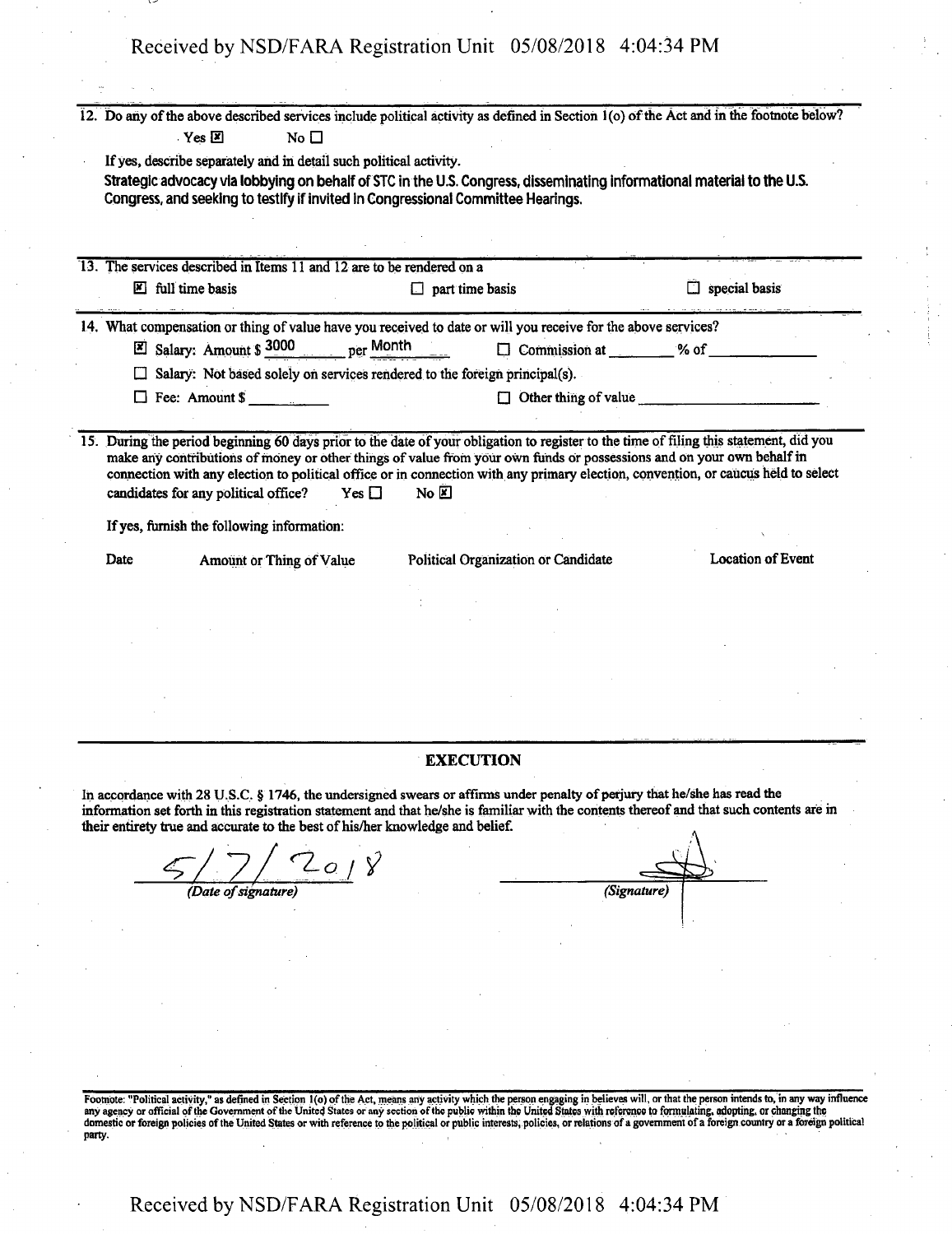12. Do any of the above described services include political activity as defined in Section 1(o) of the Act and in the footnote below?

Yes ☒ No ☐

If yes, describe separately and in detail such political activity.

**Strategic advocacy via lobbying on behalf of STC in the U.S. Congress, disseminating informational material to the U.S. Congress, and seeking to testify if invited in Congressional Committee Hearings.**

13. The services described in Items 11 and 12 are to be rendered on a

☒ full time basis ☐ part time basis ☐ special basis

14. What compensation or thing of value have you received to date or will you receive for the above services?

☒ Salary: Amount $ 3000 per Month ☐ Commission at ______ % of ______

☐ Salary: Not based solely on services rendered to the foreign principal(s).

☐ Fee: Amount $ ______ ☐ Other thing of value ______

15. During the period beginning 60 days prior to the date of your obligation to register to the time of filing this statement, did you make any contributions of money or other things of value from your own funds or possessions and on your own behalf in connection with any election to political office or in connection with any primary election, convention, or caucus held to select candidates for any political office? Yes ☐ No ☒

If yes, furnish the following information:

| Date | Amount or Thing of Value | Political Organization or Candidate | Location of Event |
|---|---|---|---|

## EXECUTION

In accordance with 28 U.S.C. § 1746, the undersigned swears or affirms under penalty of perjury that he/she has read the information set forth in this registration statement and that he/she is familiar with the contents thereof and that such contents are in their entirety true and accurate to the best of his/her knowledge and belief.

5/7/2018
*(Date of signature)*

[signature]
*(Signature)*

Footnote: "Political activity," as defined in Section 1(o) of the Act, means any activity which the person engaging in believes will, or that the person intends to, in any way influence any agency or official of the Government of the United States or any section of the public within the United States with reference to formulating, adopting, or changing the domestic or foreign policies of the United States or with reference to the political or public interests, policies, or relations of a government of a foreign country or a foreign political party.